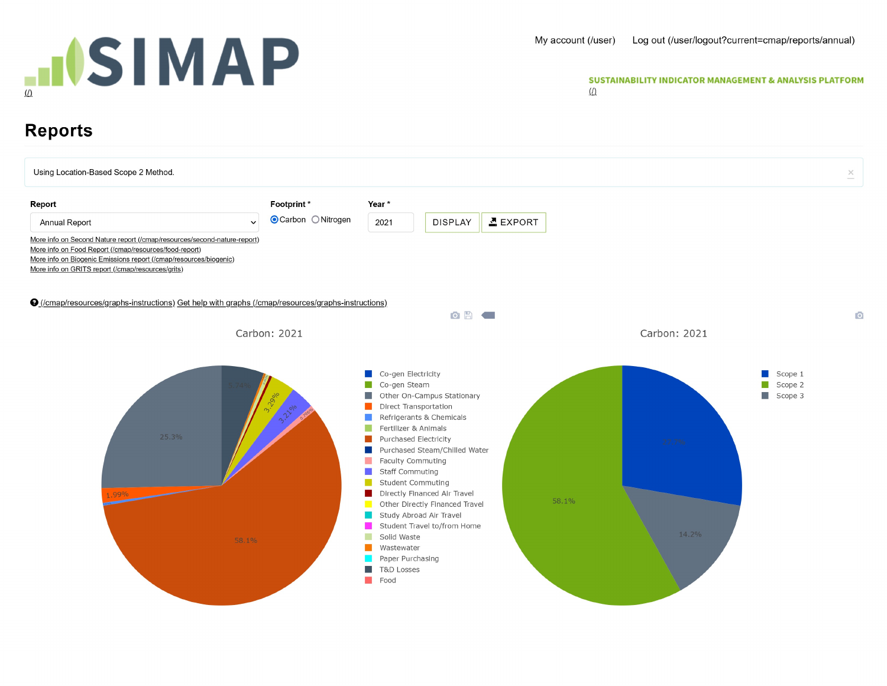SIMAP (/)

My account (/user) Log out (/user/logout?current=cmap/reports/annual)

SUSTAINABILITY INDICATOR MANAGEMENT & ANALYSIS PLATFORM (/)

# Reports

Using Location-Based Scope 2 Method.

**Report**

Annual Report

More info on Second Nature report (/cmap/resources/second-nature-report)
More info on Food Report (/cmap/resources/food-report)
More info on Biogenic Emissions report (/cmap/resources/biogenic)
More info on GRITS report (/cmap/resources/grits)

**Footprint** * Carbon Nitrogen

**Year** * 2021

DISPLAY EXPORT

(/cmap/resources/graphs-instructions) Get help with graphs (/cmap/resources/graphs-instructions)

Carbon: 2021

25.3%, 5.74%, 3.29%, 3.21%, 0.796%, 1.99%, 58.1%

- Co-gen Electricity
- Co-gen Steam
- Other On-Campus Stationary
- Direct Transportation
- Refrigerants & Chemicals
- Fertilizer & Animals
- Purchased Electricity
- Purchased Steam/Chilled Water
- Faculty Commuting
- Staff Commuting
- Student Commuting
- Directly Financed Air Travel
- Other Directly Financed Travel
- Study Abroad Air Travel
- Student Travel to/from Home
- Solid Waste
- Wastewater
- Paper Purchasing
- T&D Losses
- Food

Carbon: 2021

27.7%, 14.2%, 58.1%

- Scope 1
- Scope 2
- Scope 3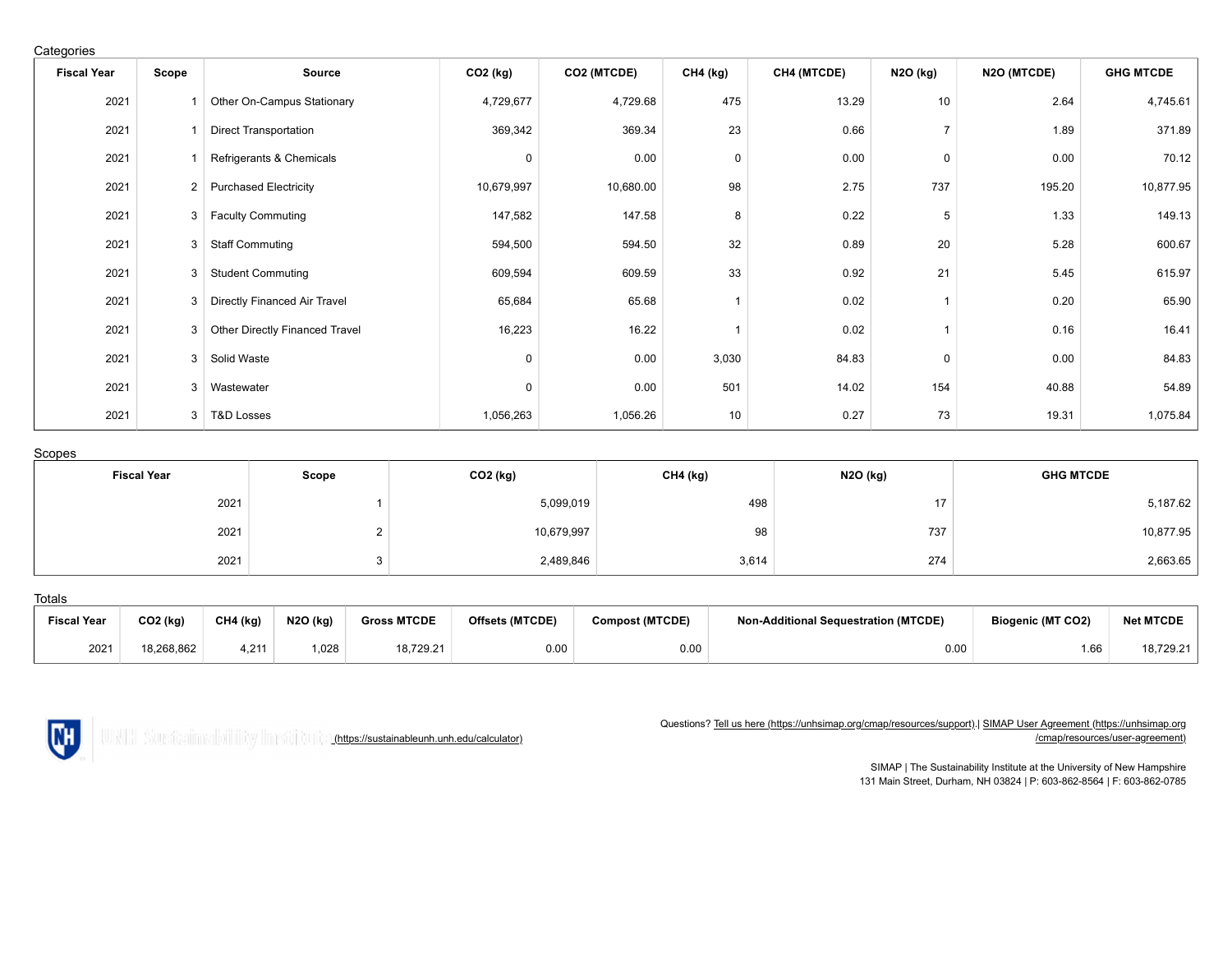Categories

| Fiscal Year | Scope | Source | CO2 (kg) | CO2 (MTCDE) | CH4 (kg) | CH4 (MTCDE) | N2O (kg) | N2O (MTCDE) | GHG MTCDE |
|---|---|---|---|---|---|---|---|---|---|
| 2021 | 1 | Other On-Campus Stationary | 4,729,677 | 4,729.68 | 475 | 13.29 | 10 | 2.64 | 4,745.61 |
| 2021 | 1 | Direct Transportation | 369,342 | 369.34 | 23 | 0.66 | 7 | 1.89 | 371.89 |
| 2021 | 1 | Refrigerants & Chemicals | 0 | 0.00 | 0 | 0.00 | 0 | 0.00 | 70.12 |
| 2021 | 2 | Purchased Electricity | 10,679,997 | 10,680.00 | 98 | 2.75 | 737 | 195.20 | 10,877.95 |
| 2021 | 3 | Faculty Commuting | 147,582 | 147.58 | 8 | 0.22 | 5 | 1.33 | 149.13 |
| 2021 | 3 | Staff Commuting | 594,500 | 594.50 | 32 | 0.89 | 20 | 5.28 | 600.67 |
| 2021 | 3 | Student Commuting | 609,594 | 609.59 | 33 | 0.92 | 21 | 5.45 | 615.97 |
| 2021 | 3 | Directly Financed Air Travel | 65,684 | 65.68 | 1 | 0.02 | 1 | 0.20 | 65.90 |
| 2021 | 3 | Other Directly Financed Travel | 16,223 | 16.22 | 1 | 0.02 | 1 | 0.16 | 16.41 |
| 2021 | 3 | Solid Waste | 0 | 0.00 | 3,030 | 84.83 | 0 | 0.00 | 84.83 |
| 2021 | 3 | Wastewater | 0 | 0.00 | 501 | 14.02 | 154 | 40.88 | 54.89 |
| 2021 | 3 | T&D Losses | 1,056,263 | 1,056.26 | 10 | 0.27 | 73 | 19.31 | 1,075.84 |

Scopes

| Fiscal Year | Scope | CO2 (kg) | CH4 (kg) | N2O (kg) | GHG MTCDE |
|---|---|---|---|---|---|
| 2021 | 1 | 5,099,019 | 498 | 17 | 5,187.62 |
| 2021 | 2 | 10,679,997 | 98 | 737 | 10,877.95 |
| 2021 | 3 | 2,489,846 | 3,614 | 274 | 2,663.65 |

Totals

| Fiscal Year | CO2 (kg) | CH4 (kg) | N2O (kg) | Gross MTCDE | Offsets (MTCDE) | Compost (MTCDE) | Non-Additional Sequestration (MTCDE) | Biogenic (MT CO2) | Net MTCDE |
|---|---|---|---|---|---|---|---|---|---|
| 2021 | 18,268,862 | 4,211 | 1,028 | 18,729.21 | 0.00 | 0.00 | 0.00 | 1.66 | 18,729.21 |

UNH Sustainability Institute (https://sustainableunh.unh.edu/calculator)

Questions? Tell us here (https://unhsimap.org/cmap/resources/support). | SIMAP User Agreement (https://unhsimap.org/cmap/resources/user-agreement)

SIMAP | The Sustainability Institute at the University of New Hampshire
131 Main Street, Durham, NH 03824 | P: 603-862-8564 | F: 603-862-0785